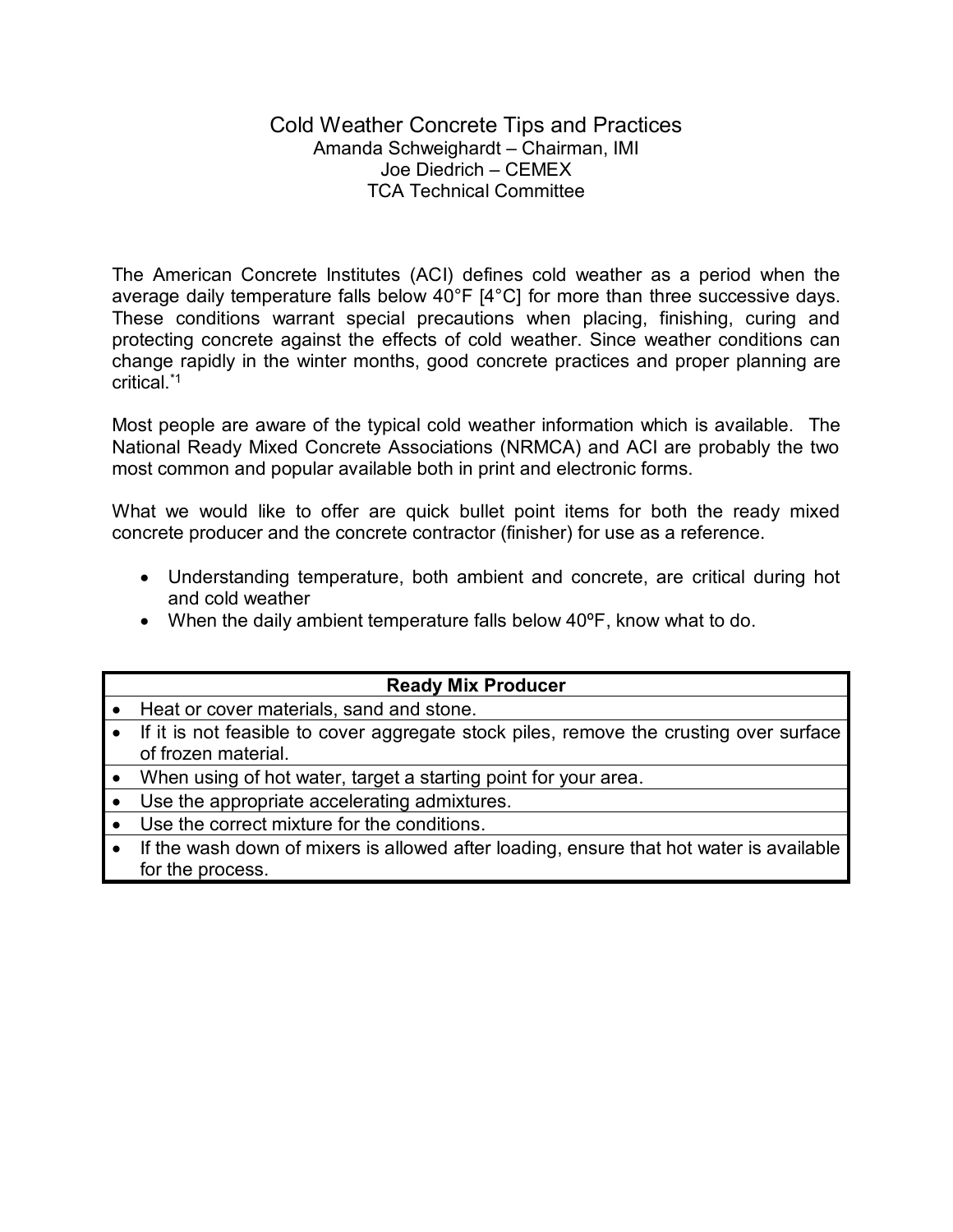# Cold Weather Concrete Tips and Practices

Amanda Schweighardt – Chairman, IMI
Joe Diedrich – CEMEX
TCA Technical Committee

The American Concrete Institutes (ACI) defines cold weather as a period when the average daily temperature falls below 40°F [4°C] for more than three successive days. These conditions warrant special precautions when placing, finishing, curing and protecting concrete against the effects of cold weather. Since weather conditions can change rapidly in the winter months, good concrete practices and proper planning are critical.[*1]

Most people are aware of the typical cold weather information which is available. The National Ready Mixed Concrete Associations (NRMCA) and ACI are probably the two most common and popular available both in print and electronic forms.

What we would like to offer are quick bullet point items for both the ready mixed concrete producer and the concrete contractor (finisher) for use as a reference.

- Understanding temperature, both ambient and concrete, are critical during hot and cold weather
- When the daily ambient temperature falls below 40ºF, know what to do.

| Ready Mix Producer |
|---|
| • Heat or cover materials, sand and stone. |
| • If it is not feasible to cover aggregate stock piles, remove the crusting over surface of frozen material. |
| • When using of hot water, target a starting point for your area. |
| • Use the appropriate accelerating admixtures. |
| • Use the correct mixture for the conditions. |
| • If the wash down of mixers is allowed after loading, ensure that hot water is available for the process. |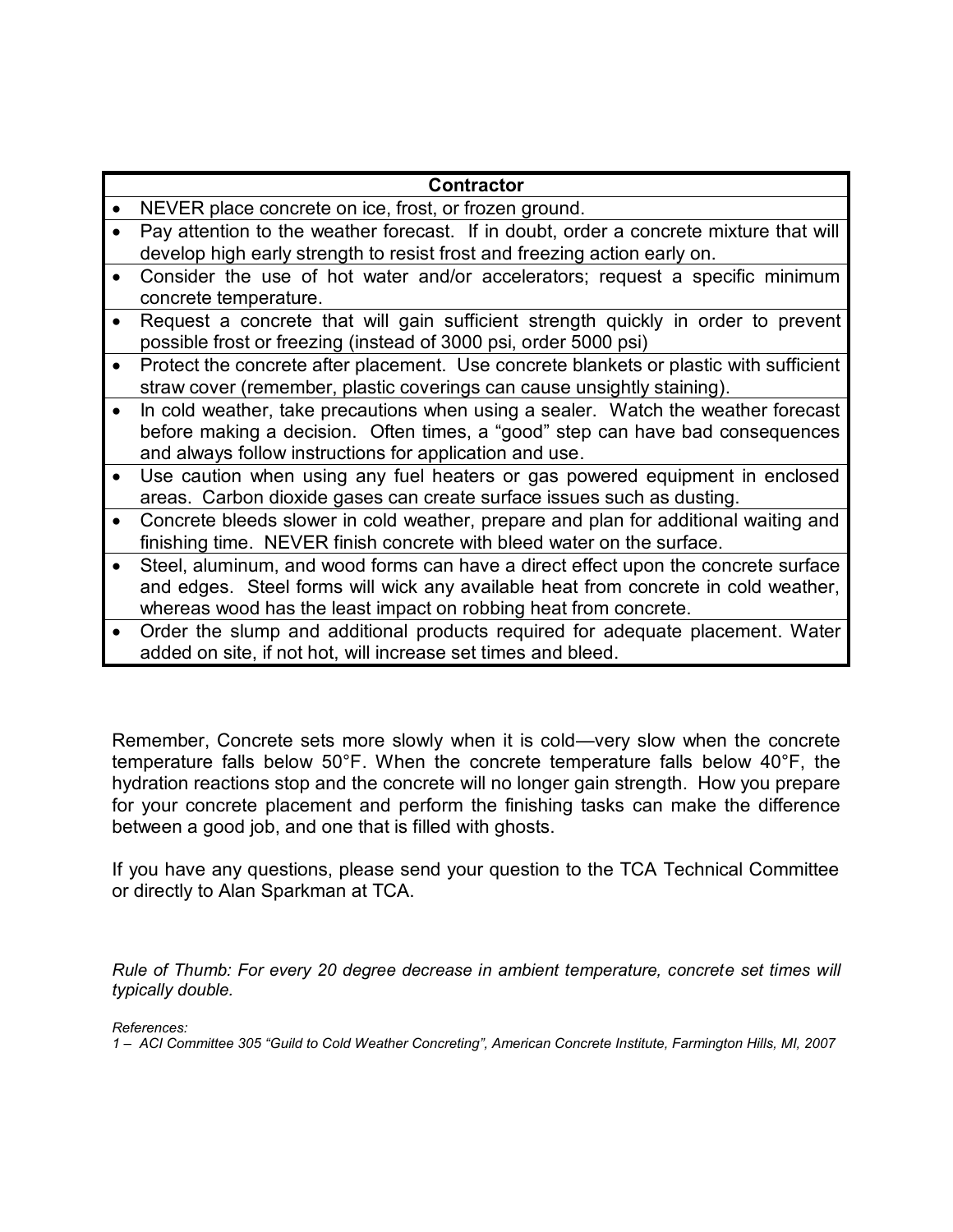| Contractor |
|---|
| • NEVER place concrete on ice, frost, or frozen ground. |
| • Pay attention to the weather forecast. If in doubt, order a concrete mixture that will develop high early strength to resist frost and freezing action early on. |
| • Consider the use of hot water and/or accelerators; request a specific minimum concrete temperature. |
| • Request a concrete that will gain sufficient strength quickly in order to prevent possible frost or freezing (instead of 3000 psi, order 5000 psi) |
| • Protect the concrete after placement. Use concrete blankets or plastic with sufficient straw cover (remember, plastic coverings can cause unsightly staining). |
| • In cold weather, take precautions when using a sealer. Watch the weather forecast before making a decision. Often times, a "good" step can have bad consequences and always follow instructions for application and use. |
| • Use caution when using any fuel heaters or gas powered equipment in enclosed areas. Carbon dioxide gases can create surface issues such as dusting. |
| • Concrete bleeds slower in cold weather, prepare and plan for additional waiting and finishing time. NEVER finish concrete with bleed water on the surface. |
| • Steel, aluminum, and wood forms can have a direct effect upon the concrete surface and edges. Steel forms will wick any available heat from concrete in cold weather, whereas wood has the least impact on robbing heat from concrete. |
| • Order the slump and additional products required for adequate placement. Water added on site, if not hot, will increase set times and bleed. |

Remember, Concrete sets more slowly when it is cold—very slow when the concrete temperature falls below 50°F. When the concrete temperature falls below 40°F, the hydration reactions stop and the concrete will no longer gain strength. How you prepare for your concrete placement and perform the finishing tasks can make the difference between a good job, and one that is filled with ghosts.

If you have any questions, please send your question to the TCA Technical Committee or directly to Alan Sparkman at TCA.

*Rule of Thumb: For every 20 degree decrease in ambient temperature, concrete set times will typically double.*

*References:*

*1 – ACI Committee 305 "Guild to Cold Weather Concreting", American Concrete Institute, Farmington Hills, MI, 2007*